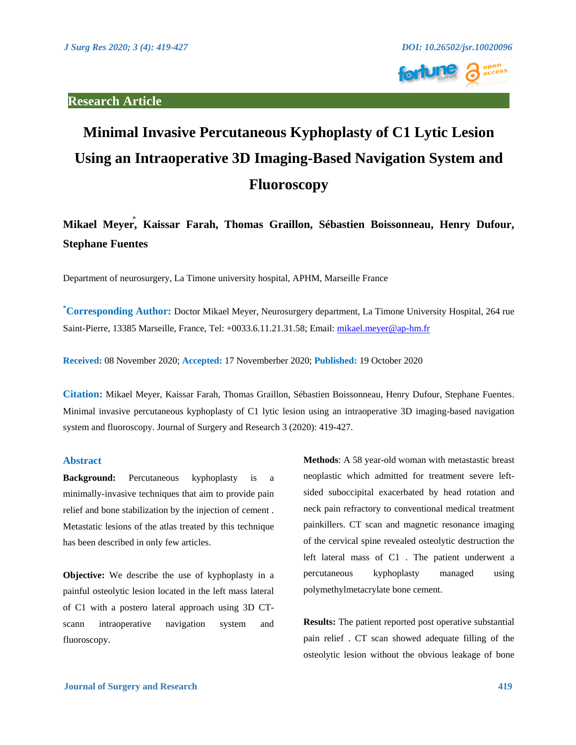Research Article

# Minimal Invasive Percutaneous Kyphoplasty of C1 Lytic Lesion Using an Intraoperative 3D Imaging-Based Navigation System and Fluoroscopy

**Mikael Meyer*, Kaissar Farah, Thomas Graillon, Sébastien Boissonneau, Henry Dufour, Stephane Fuentes**

Department of neurosurgery, La Timone university hospital, APHM, Marseille France

***Corresponding Author:** Doctor Mikael Meyer, Neurosurgery department, La Timone University Hospital, 264 rue Saint-Pierre, 13385 Marseille, France, Tel: +0033.6.11.21.31.58; Email: mikael.meyer@ap-hm.fr

**Received:** 08 November 2020; **Accepted:** 17 Novemberber 2020; **Published:** 19 October 2020

**Citation:** Mikael Meyer, Kaissar Farah, Thomas Graillon, Sébastien Boissonneau, Henry Dufour, Stephane Fuentes. Minimal invasive percutaneous kyphoplasty of C1 lytic lesion using an intraoperative 3D imaging-based navigation system and fluoroscopy. Journal of Surgery and Research 3 (2020): 419-427.

## Abstract

**Background:** Percutaneous kyphoplasty is a minimally-invasive techniques that aim to provide pain relief and bone stabilization by the injection of cement . Metastatic lesions of the atlas treated by this technique has been described in only few articles.

**Objective:** We describe the use of kyphoplasty in a painful osteolytic lesion located in the left mass lateral of C1 with a postero lateral approach using 3D CT-scann intraoperative navigation system and fluoroscopy.

**Methods**: A 58 year-old woman with metastastic breast neoplastic which admitted for treatment severe left-sided suboccipital exacerbated by head rotation and neck pain refractory to conventional medical treatment painkillers. CT scan and magnetic resonance imaging of the cervical spine revealed osteolytic destruction the left lateral mass of C1 . The patient underwent a percutaneous kyphoplasty managed using polymethylmetacrylate bone cement.

**Results:** The patient reported post operative substantial pain relief . CT scan showed adequate filling of the osteolytic lesion without the obvious leakage of bone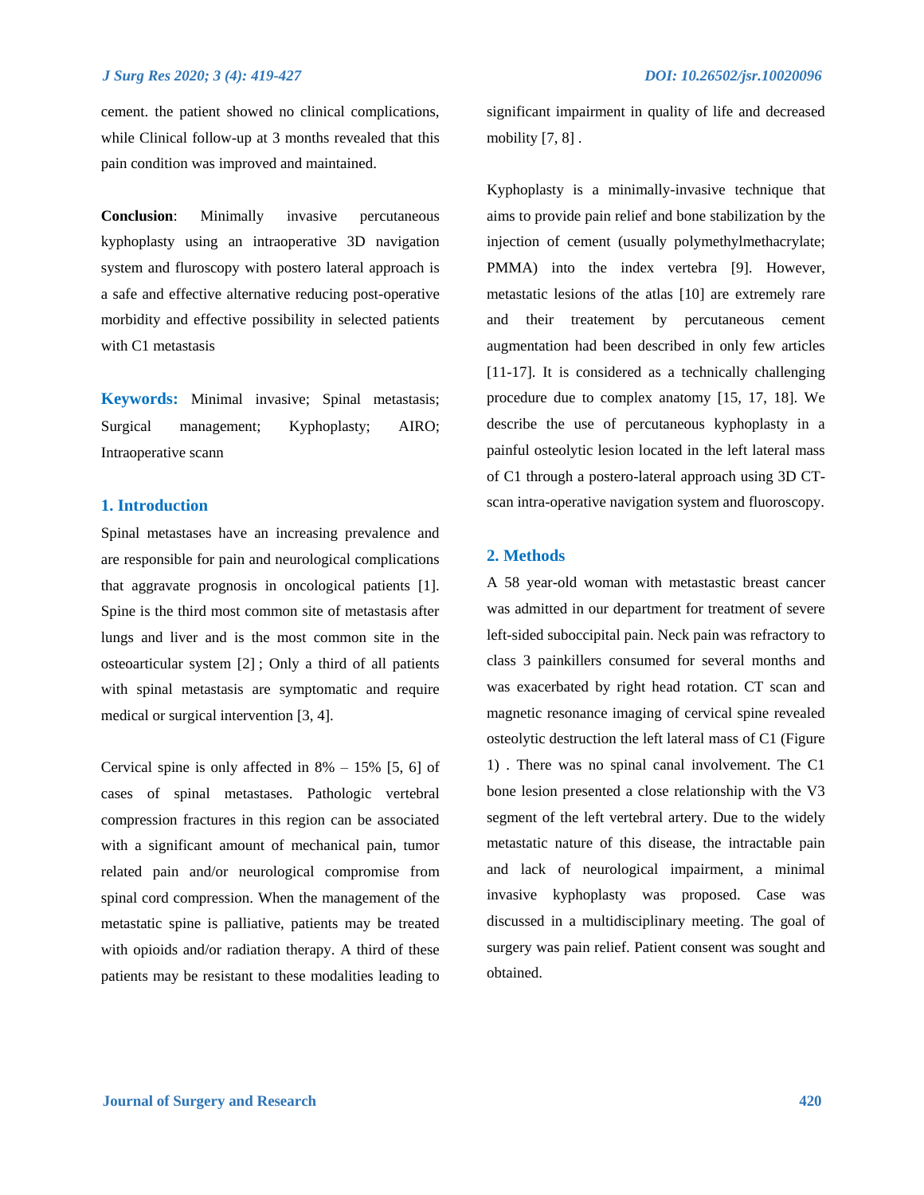cement. the patient showed no clinical complications, while Clinical follow-up at 3 months revealed that this pain condition was improved and maintained.

**Conclusion**: Minimally invasive percutaneous kyphoplasty using an intraoperative 3D navigation system and fluroscopy with postero lateral approach is a safe and effective alternative reducing post-operative morbidity and effective possibility in selected patients with C1 metastasis

**Keywords:** Minimal invasive; Spinal metastasis; Surgical management; Kyphoplasty; AIRO; Intraoperative scann

## 1. Introduction

Spinal metastases have an increasing prevalence and are responsible for pain and neurological complications that aggravate prognosis in oncological patients [1]. Spine is the third most common site of metastasis after lungs and liver and is the most common site in the osteoarticular system [2] ; Only a third of all patients with spinal metastasis are symptomatic and require medical or surgical intervention [3, 4].

Cervical spine is only affected in 8% – 15% [5, 6] of cases of spinal metastases. Pathologic vertebral compression fractures in this region can be associated with a significant amount of mechanical pain, tumor related pain and/or neurological compromise from spinal cord compression. When the management of the metastatic spine is palliative, patients may be treated with opioids and/or radiation therapy. A third of these patients may be resistant to these modalities leading to significant impairment in quality of life and decreased mobility [7, 8] .

Kyphoplasty is a minimally-invasive technique that aims to provide pain relief and bone stabilization by the injection of cement (usually polymethylmethacrylate; PMMA) into the index vertebra [9]. However, metastatic lesions of the atlas [10] are extremely rare and their treatement by percutaneous cement augmentation had been described in only few articles [11-17]. It is considered as a technically challenging procedure due to complex anatomy [15, 17, 18]. We describe the use of percutaneous kyphoplasty in a painful osteolytic lesion located in the left lateral mass of C1 through a postero-lateral approach using 3D CT-scan intra-operative navigation system and fluoroscopy.

## 2. Methods

A 58 year-old woman with metastastic breast cancer was admitted in our department for treatment of severe left-sided suboccipital pain. Neck pain was refractory to class 3 painkillers consumed for several months and was exacerbated by right head rotation. CT scan and magnetic resonance imaging of cervical spine revealed osteolytic destruction the left lateral mass of C1 (Figure 1) . There was no spinal canal involvement. The C1 bone lesion presented a close relationship with the V3 segment of the left vertebral artery. Due to the widely metastatic nature of this disease, the intractable pain and lack of neurological impairment, a minimal invasive kyphoplasty was proposed. Case was discussed in a multidisciplinary meeting. The goal of surgery was pain relief. Patient consent was sought and obtained.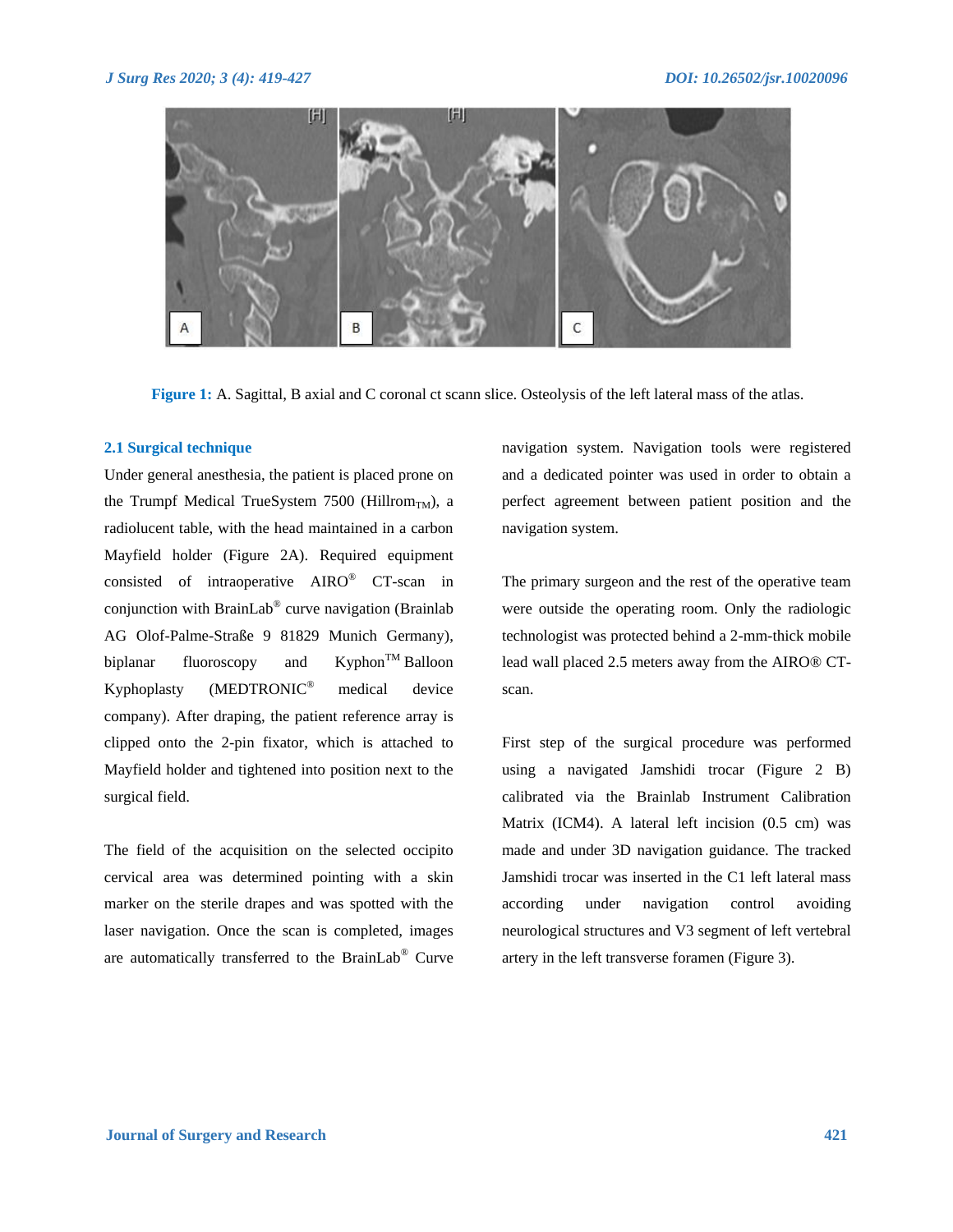Figure 1: A. Sagittal, B axial and C coronal ct scann slice. Osteolysis of the left lateral mass of the atlas.

### 2.1 Surgical technique

Under general anesthesia, the patient is placed prone on the Trumpf Medical TrueSystem 7500 (Hillrom$_{TM}$), a radiolucent table, with the head maintained in a carbon Mayfield holder (Figure 2A). Required equipment consisted of intraoperative AIRO® CT-scan in conjunction with BrainLab® curve navigation (Brainlab AG Olof-Palme-Straße 9 81829 Munich Germany), biplanar fluoroscopy and Kyphon™ Balloon Kyphoplasty (MEDTRONIC® medical device company). After draping, the patient reference array is clipped onto the 2-pin fixator, which is attached to Mayfield holder and tightened into position next to the surgical field.

The field of the acquisition on the selected occipito cervical area was determined pointing with a skin marker on the sterile drapes and was spotted with the laser navigation. Once the scan is completed, images are automatically transferred to the BrainLab® Curve navigation system. Navigation tools were registered and a dedicated pointer was used in order to obtain a perfect agreement between patient position and the navigation system.

The primary surgeon and the rest of the operative team were outside the operating room. Only the radiologic technologist was protected behind a 2-mm-thick mobile lead wall placed 2.5 meters away from the AIRO® CT-scan.

First step of the surgical procedure was performed using a navigated Jamshidi trocar (Figure 2 B) calibrated via the Brainlab Instrument Calibration Matrix (ICM4). A lateral left incision (0.5 cm) was made and under 3D navigation guidance. The tracked Jamshidi trocar was inserted in the C1 left lateral mass according under navigation control avoiding neurological structures and V3 segment of left vertebral artery in the left transverse foramen (Figure 3).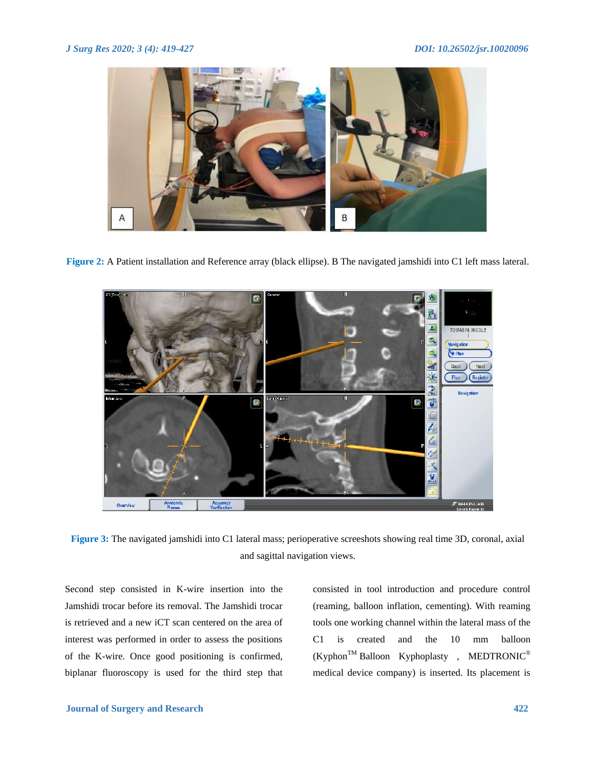**Figure 2:** A Patient installation and Reference array (black ellipse). B The navigated jamshidi into C1 left mass lateral.

**Figure 3:** The navigated jamshidi into C1 lateral mass; perioperative screeshots showing real time 3D, coronal, axial and sagittal navigation views.

Second step consisted in K-wire insertion into the Jamshidi trocar before its removal. The Jamshidi trocar is retrieved and a new iCT scan centered on the area of interest was performed in order to assess the positions of the K-wire. Once good positioning is confirmed, biplanar fluoroscopy is used for the third step that consisted in tool introduction and procedure control (reaming, balloon inflation, cementing). With reaming tools one working channel within the lateral mass of the C1 is created and the 10 mm balloon (Kyphon™ Balloon Kyphoplasty , MEDTRONIC® medical device company) is inserted. Its placement is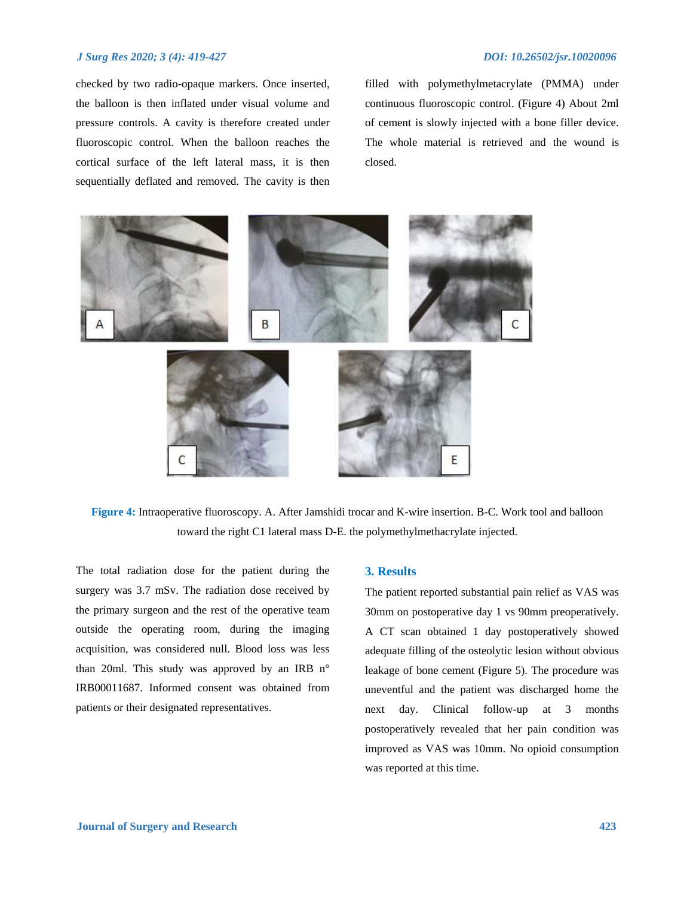checked by two radio-opaque markers. Once inserted, the balloon is then inflated under visual volume and pressure controls. A cavity is therefore created under fluoroscopic control. When the balloon reaches the cortical surface of the left lateral mass, it is then sequentially deflated and removed. The cavity is then filled with polymethylmetacrylate (PMMA) under continuous fluoroscopic control. (Figure 4) About 2ml of cement is slowly injected with a bone filler device. The whole material is retrieved and the wound is closed.

**Figure 4:** Intraoperative fluoroscopy. A. After Jamshidi trocar and K-wire insertion. B-C. Work tool and balloon toward the right C1 lateral mass D-E. the polymethylmethacrylate injected.

The total radiation dose for the patient during the surgery was 3.7 mSv. The radiation dose received by the primary surgeon and the rest of the operative team outside the operating room, during the imaging acquisition, was considered null. Blood loss was less than 20ml. This study was approved by an IRB n° IRB00011687. Informed consent was obtained from patients or their designated representatives.

## 3. Results

The patient reported substantial pain relief as VAS was 30mm on postoperative day 1 vs 90mm preoperatively. A CT scan obtained 1 day postoperatively showed adequate filling of the osteolytic lesion without obvious leakage of bone cement (Figure 5). The procedure was uneventful and the patient was discharged home the next day. Clinical follow-up at 3 months postoperatively revealed that her pain condition was improved as VAS was 10mm. No opioid consumption was reported at this time.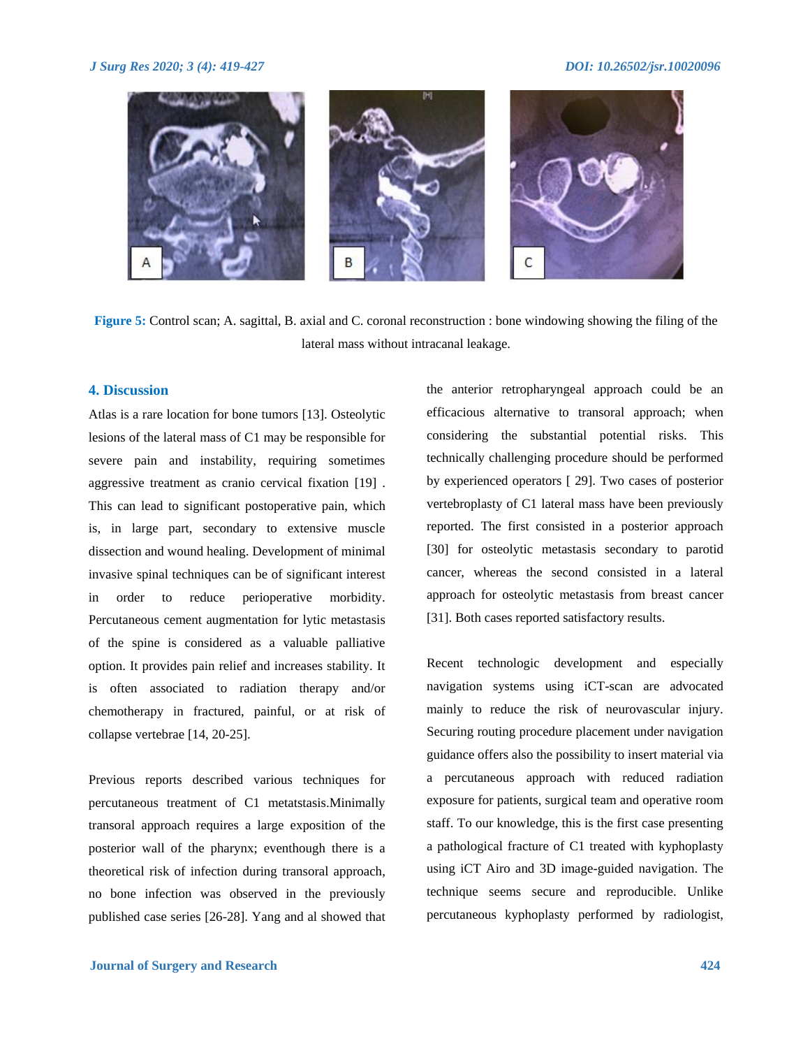Figure 5: Control scan; A. sagittal, B. axial and C. coronal reconstruction : bone windowing showing the filing of the lateral mass without intracanal leakage.

## 4. Discussion

Atlas is a rare location for bone tumors [13]. Osteolytic lesions of the lateral mass of C1 may be responsible for severe pain and instability, requiring sometimes aggressive treatment as cranio cervical fixation [19] . This can lead to significant postoperative pain, which is, in large part, secondary to extensive muscle dissection and wound healing. Development of minimal invasive spinal techniques can be of significant interest in order to reduce perioperative morbidity. Percutaneous cement augmentation for lytic metastasis of the spine is considered as a valuable palliative option. It provides pain relief and increases stability. It is often associated to radiation therapy and/or chemotherapy in fractured, painful, or at risk of collapse vertebrae [14, 20-25].

Previous reports described various techniques for percutaneous treatment of C1 metatstasis.Minimally transoral approach requires a large exposition of the posterior wall of the pharynx; eventhough there is a theoretical risk of infection during transoral approach, no bone infection was observed in the previously published case series [26-28]. Yang and al showed that the anterior retropharyngeal approach could be an efficacious alternative to transoral approach; when considering the substantial potential risks. This technically challenging procedure should be performed by experienced operators [ 29]. Two cases of posterior vertebroplasty of C1 lateral mass have been previously reported. The first consisted in a posterior approach [30] for osteolytic metastasis secondary to parotid cancer, whereas the second consisted in a lateral approach for osteolytic metastasis from breast cancer [31]. Both cases reported satisfactory results.

Recent technologic development and especially navigation systems using iCT-scan are advocated mainly to reduce the risk of neurovascular injury. Securing routing procedure placement under navigation guidance offers also the possibility to insert material via a percutaneous approach with reduced radiation exposure for patients, surgical team and operative room staff. To our knowledge, this is the first case presenting a pathological fracture of C1 treated with kyphoplasty using iCT Airo and 3D image-guided navigation. The technique seems secure and reproducible. Unlike percutaneous kyphoplasty performed by radiologist,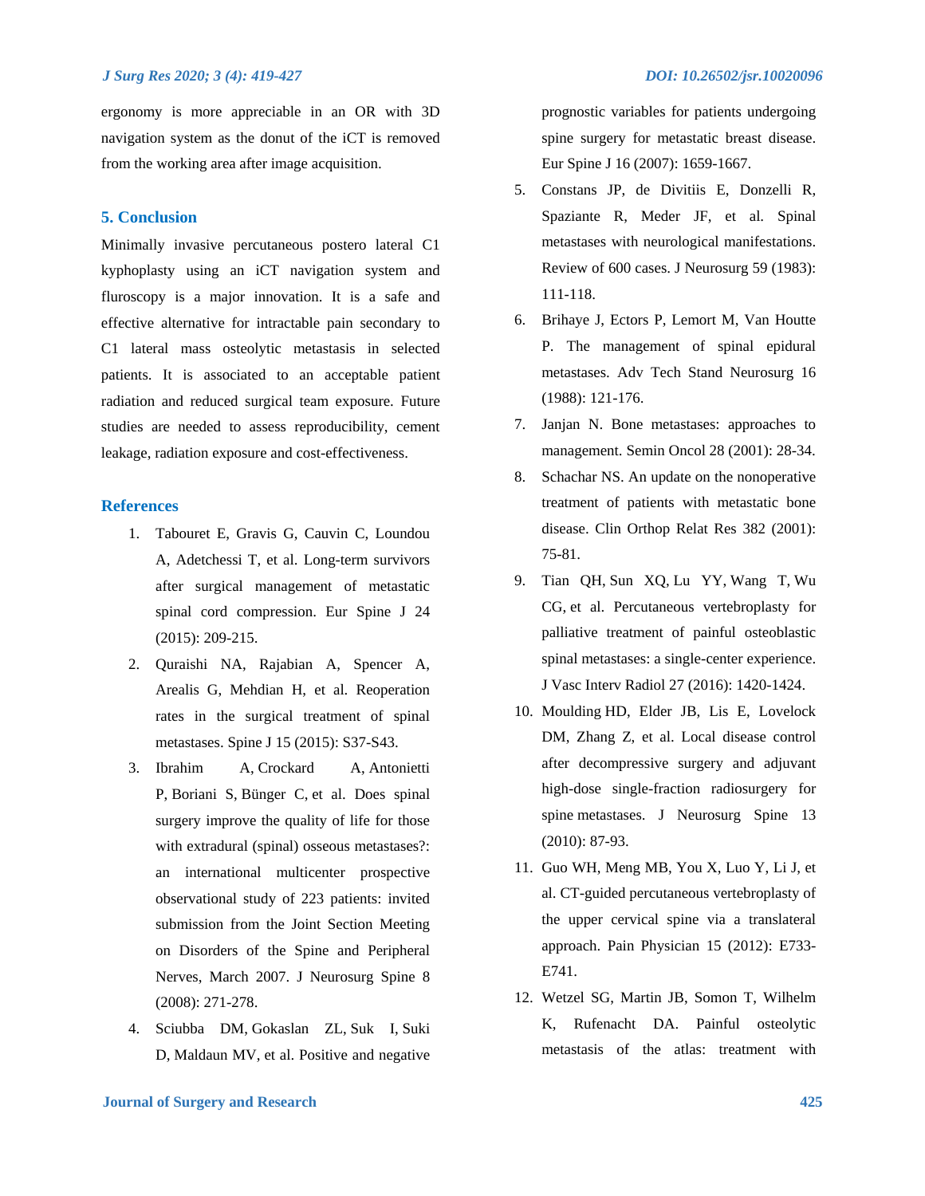ergonomy is more appreciable in an OR with 3D navigation system as the donut of the iCT is removed from the working area after image acquisition.

## 5. Conclusion

Minimally invasive percutaneous postero lateral C1 kyphoplasty using an iCT navigation system and fluroscopy is a major innovation. It is a safe and effective alternative for intractable pain secondary to C1 lateral mass osteolytic metastasis in selected patients. It is associated to an acceptable patient radiation and reduced surgical team exposure. Future studies are needed to assess reproducibility, cement leakage, radiation exposure and cost-effectiveness.

## References

1. Tabouret E, Gravis G, Cauvin C, Loundou A, Adetchessi T, et al. Long-term survivors after surgical management of metastatic spinal cord compression. Eur Spine J 24 (2015): 209-215.
2. Quraishi NA, Rajabian A, Spencer A, Arealis G, Mehdian H, et al. Reoperation rates in the surgical treatment of spinal metastases. Spine J 15 (2015): S37-S43.
3. Ibrahim A, Crockard A, Antonietti P, Boriani S, Bünger C, et al. Does spinal surgery improve the quality of life for those with extradural (spinal) osseous metastases?: an international multicenter prospective observational study of 223 patients: invited submission from the Joint Section Meeting on Disorders of the Spine and Peripheral Nerves, March 2007. J Neurosurg Spine 8 (2008): 271-278.
4. Sciubba DM, Gokaslan ZL, Suk I, Suki D, Maldaun MV, et al. Positive and negative prognostic variables for patients undergoing spine surgery for metastatic breast disease. Eur Spine J 16 (2007): 1659-1667.
5. Constans JP, de Divitiis E, Donzelli R, Spaziante R, Meder JF, et al. Spinal metastases with neurological manifestations. Review of 600 cases. J Neurosurg 59 (1983): 111-118.
6. Brihaye J, Ectors P, Lemort M, Van Houtte P. The management of spinal epidural metastases. Adv Tech Stand Neurosurg 16 (1988): 121-176.
7. Janjan N. Bone metastases: approaches to management. Semin Oncol 28 (2001): 28-34.
8. Schachar NS. An update on the nonoperative treatment of patients with metastatic bone disease. Clin Orthop Relat Res 382 (2001): 75-81.
9. Tian QH, Sun XQ, Lu YY, Wang T, Wu CG, et al. Percutaneous vertebroplasty for palliative treatment of painful osteoblastic spinal metastases: a single-center experience. J Vasc Interv Radiol 27 (2016): 1420-1424.
10. Moulding HD, Elder JB, Lis E, Lovelock DM, Zhang Z, et al. Local disease control after decompressive surgery and adjuvant high-dose single-fraction radiosurgery for spine metastases. J Neurosurg Spine 13 (2010): 87-93.
11. Guo WH, Meng MB, You X, Luo Y, Li J, et al. CT-guided percutaneous vertebroplasty of the upper cervical spine via a translateral approach. Pain Physician 15 (2012): E733-E741.
12. Wetzel SG, Martin JB, Somon T, Wilhelm K, Rufenacht DA. Painful osteolytic metastasis of the atlas: treatment with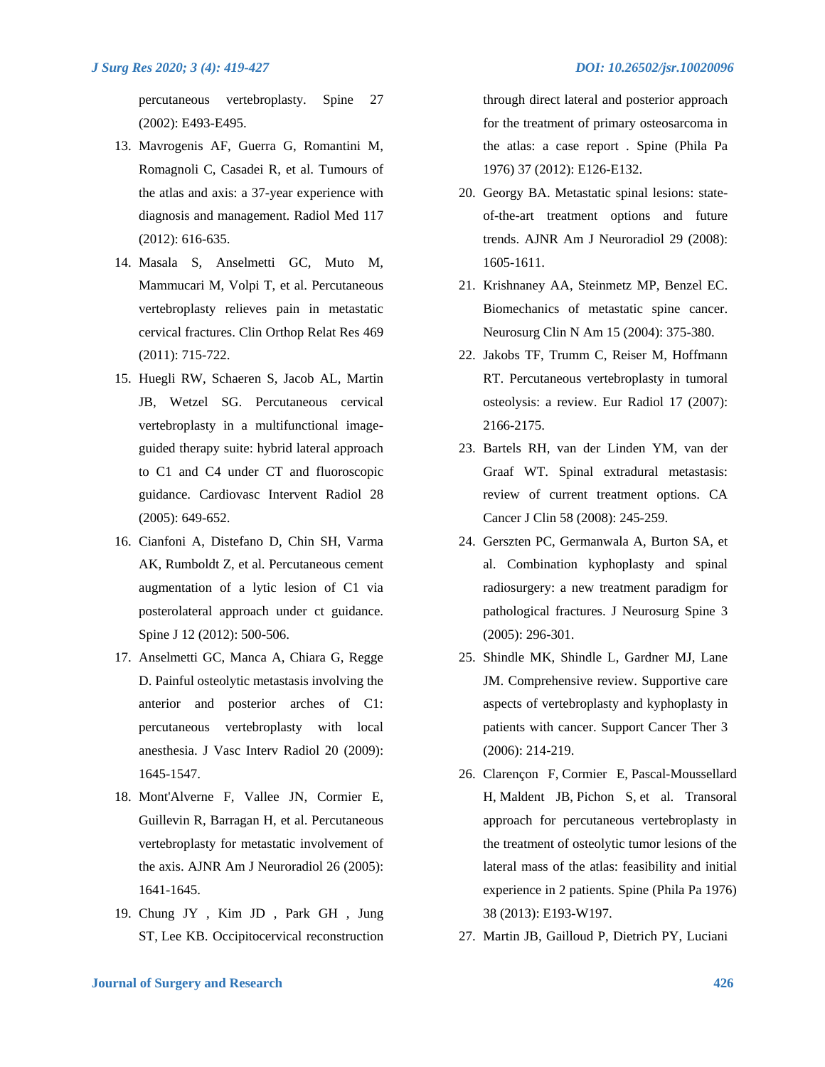percutaneous vertebroplasty. Spine 27 (2002): E493-E495.

13. Mavrogenis AF, Guerra G, Romantini M, Romagnoli C, Casadei R, et al. Tumours of the atlas and axis: a 37-year experience with diagnosis and management. Radiol Med 117 (2012): 616-635.
14. Masala S, Anselmetti GC, Muto M, Mammucari M, Volpi T, et al. Percutaneous vertebroplasty relieves pain in metastatic cervical fractures. Clin Orthop Relat Res 469 (2011): 715-722.
15. Huegli RW, Schaeren S, Jacob AL, Martin JB, Wetzel SG. Percutaneous cervical vertebroplasty in a multifunctional image-guided therapy suite: hybrid lateral approach to C1 and C4 under CT and fluoroscopic guidance. Cardiovasc Intervent Radiol 28 (2005): 649-652.
16. Cianfoni A, Distefano D, Chin SH, Varma AK, Rumboldt Z, et al. Percutaneous cement augmentation of a lytic lesion of C1 via posterolateral approach under ct guidance. Spine J 12 (2012): 500-506.
17. Anselmetti GC, Manca A, Chiara G, Regge D. Painful osteolytic metastasis involving the anterior and posterior arches of C1: percutaneous vertebroplasty with local anesthesia. J Vasc Interv Radiol 20 (2009): 1645-1547.
18. Mont'Alverne F, Vallee JN, Cormier E, Guillevin R, Barragan H, et al. Percutaneous vertebroplasty for metastatic involvement of the axis. AJNR Am J Neuroradiol 26 (2005): 1641-1645.
19. Chung JY , Kim JD , Park GH , Jung ST, Lee KB. Occipitocervical reconstruction through direct lateral and posterior approach for the treatment of primary osteosarcoma in the atlas: a case report . Spine (Phila Pa 1976) 37 (2012): E126-E132.
20. Georgy BA. Metastatic spinal lesions: state-of-the-art treatment options and future trends. AJNR Am J Neuroradiol 29 (2008): 1605-1611.
21. Krishnaney AA, Steinmetz MP, Benzel EC. Biomechanics of metastatic spine cancer. Neurosurg Clin N Am 15 (2004): 375-380.
22. Jakobs TF, Trumm C, Reiser M, Hoffmann RT. Percutaneous vertebroplasty in tumoral osteolysis: a review. Eur Radiol 17 (2007): 2166-2175.
23. Bartels RH, van der Linden YM, van der Graaf WT. Spinal extradural metastasis: review of current treatment options. CA Cancer J Clin 58 (2008): 245-259.
24. Gerszten PC, Germanwala A, Burton SA, et al. Combination kyphoplasty and spinal radiosurgery: a new treatment paradigm for pathological fractures. J Neurosurg Spine 3 (2005): 296-301.
25. Shindle MK, Shindle L, Gardner MJ, Lane JM. Comprehensive review. Supportive care aspects of vertebroplasty and kyphoplasty in patients with cancer. Support Cancer Ther 3 (2006): 214-219.
26. Clarençon F, Cormier E, Pascal-Moussellard H, Maldent JB, Pichon S, et al. Transoral approach for percutaneous vertebroplasty in the treatment of osteolytic tumor lesions of the lateral mass of the atlas: feasibility and initial experience in 2 patients. Spine (Phila Pa 1976) 38 (2013): E193-W197.
27. Martin JB, Gailloud P, Dietrich PY, Luciani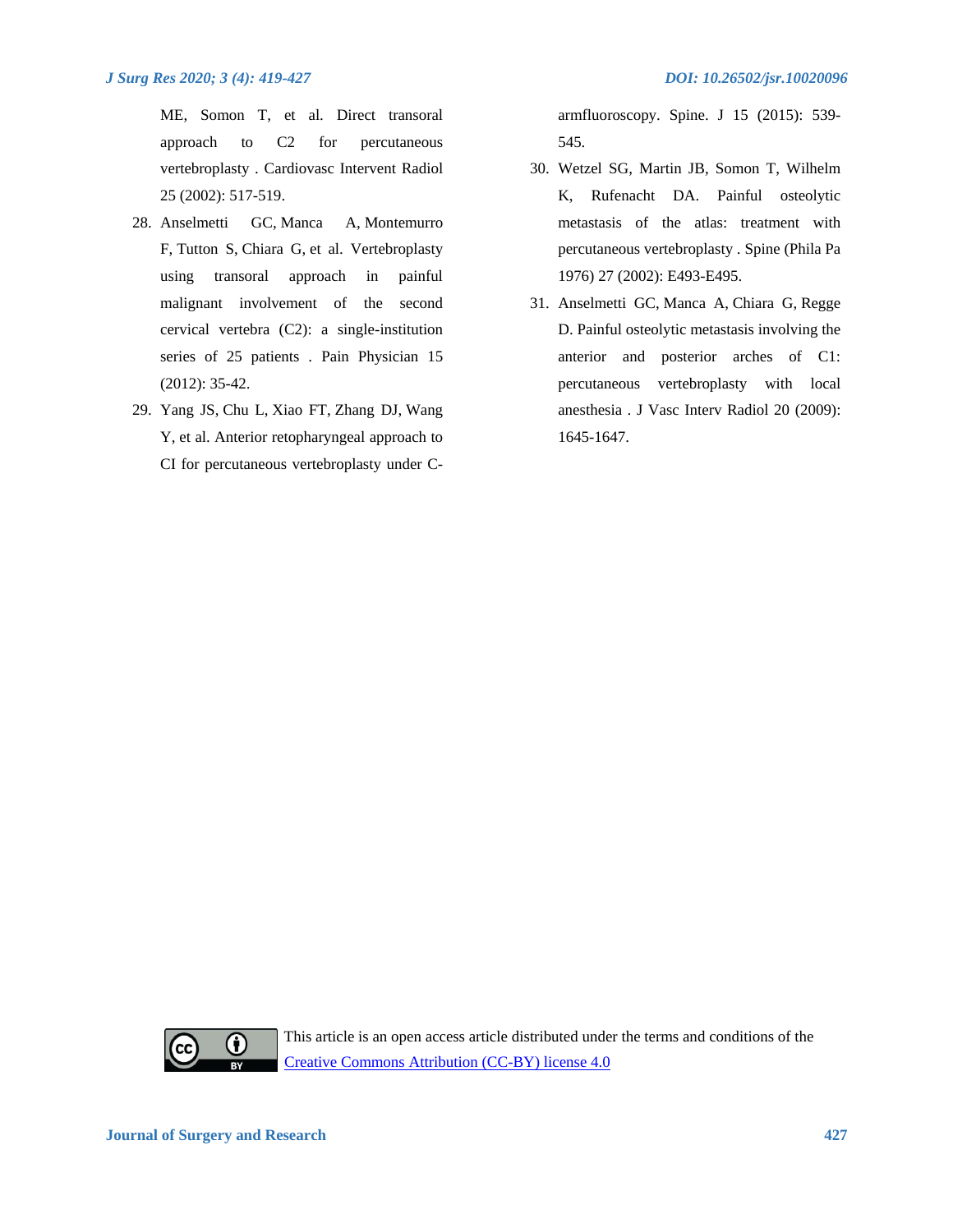ME, Somon T, et al. Direct transoral approach to C2 for percutaneous vertebroplasty . Cardiovasc Intervent Radiol 25 (2002): 517-519.

28. Anselmetti GC, Manca A, Montemurro F, Tutton S, Chiara G, et al. Vertebroplasty using transoral approach in painful malignant involvement of the second cervical vertebra (C2): a single-institution series of 25 patients . Pain Physician 15 (2012): 35-42.
29. Yang JS, Chu L, Xiao FT, Zhang DJ, Wang Y, et al. Anterior retopharyngeal approach to CI for percutaneous vertebroplasty under C-armfluoroscopy. Spine. J 15 (2015): 539-545.
30. Wetzel SG, Martin JB, Somon T, Wilhelm K, Rufenacht DA. Painful osteolytic metastasis of the atlas: treatment with percutaneous vertebroplasty . Spine (Phila Pa 1976) 27 (2002): E493-E495.
31. Anselmetti GC, Manca A, Chiara G, Regge D. Painful osteolytic metastasis involving the anterior and posterior arches of C1: percutaneous vertebroplasty with local anesthesia . J Vasc Interv Radiol 20 (2009): 1645-1647.

This article is an open access article distributed under the terms and conditions of the Creative Commons Attribution (CC-BY) license 4.0